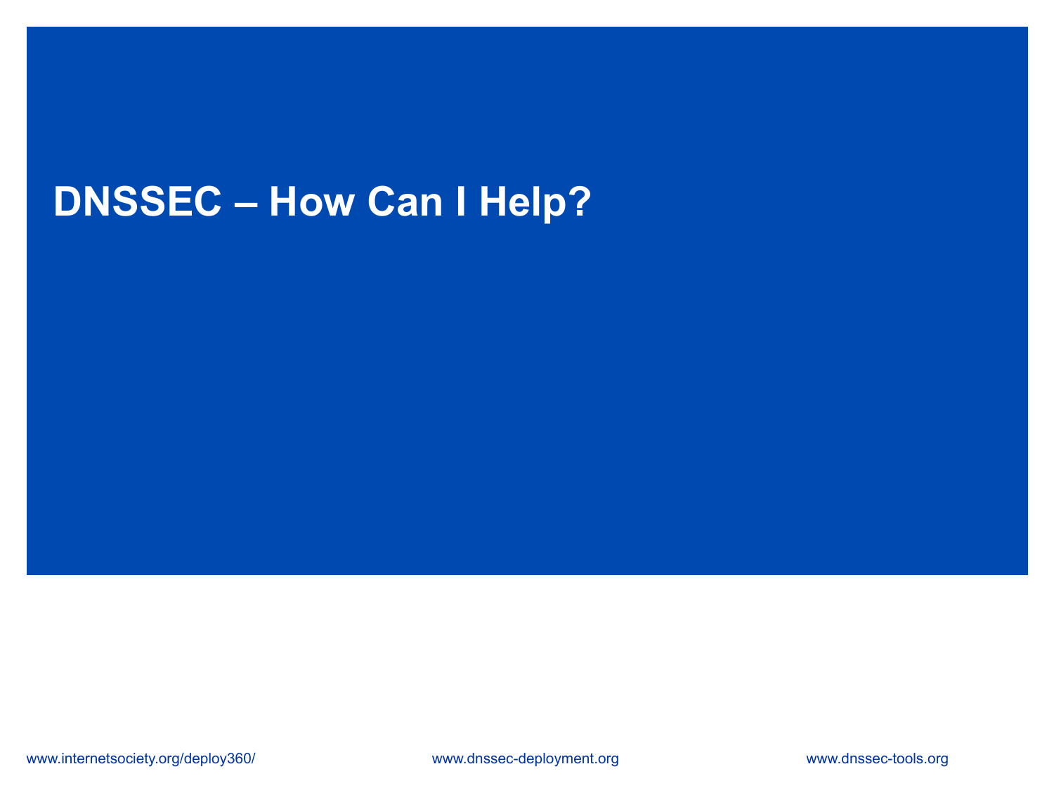# DNSSEC – How Can I Help?

www.internetsociety.org/deploy360/ www.dnssec-deployment.org www.dnssec-tools.org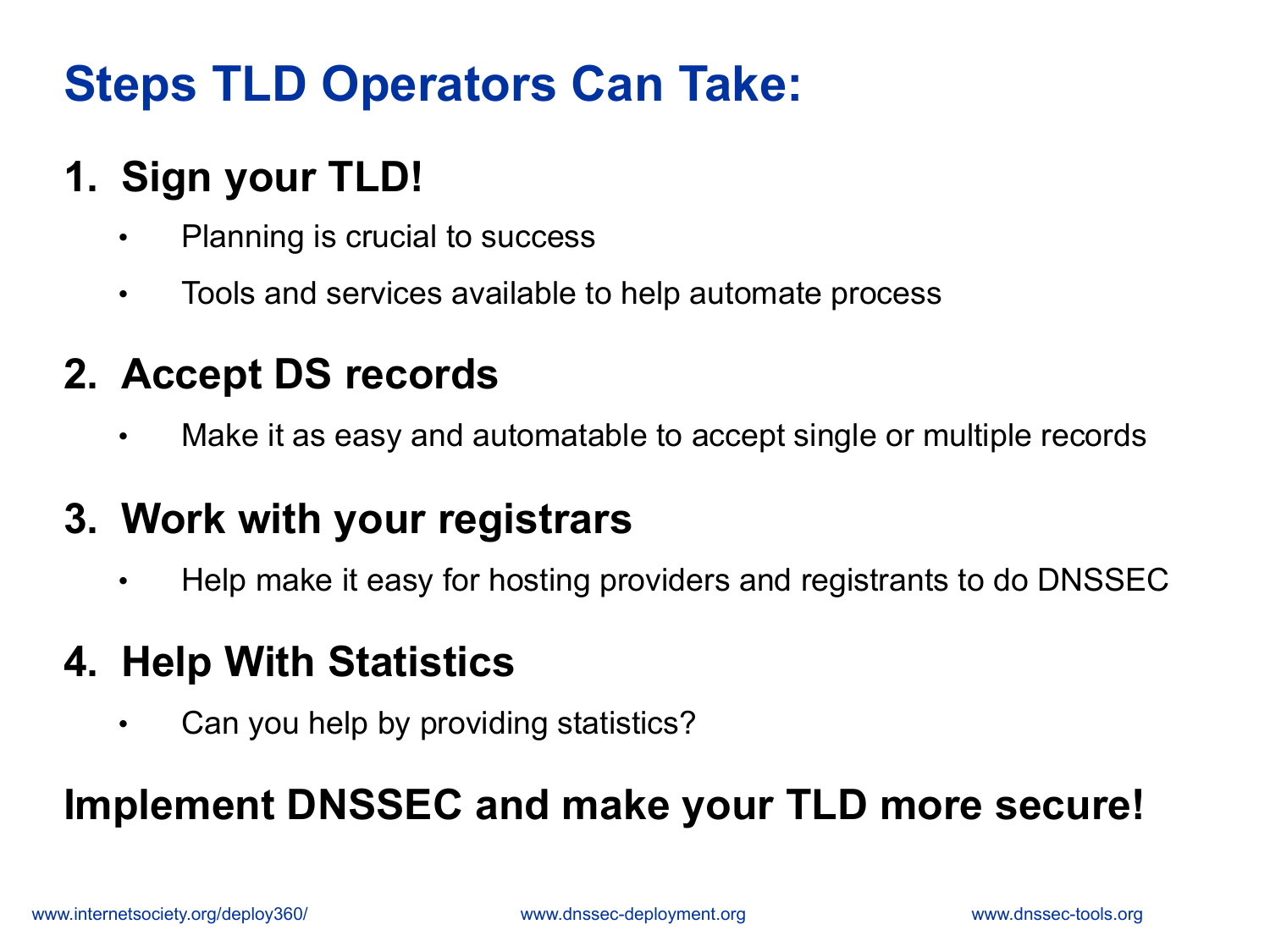# Steps TLD Operators Can Take:

1. **Sign your TLD!**
   - Planning is crucial to success
   - Tools and services available to help automate process
2. **Accept DS records**
   - Make it as easy and automatable to accept single or multiple records
3. **Work with your registrars**
   - Help make it easy for hosting providers and registrants to do DNSSEC
4. **Help With Statistics**
   - Can you help by providing statistics?

**Implement DNSSEC and make your TLD more secure!**

www.internetsociety.org/deploy360/ www.dnssec-deployment.org www.dnssec-tools.org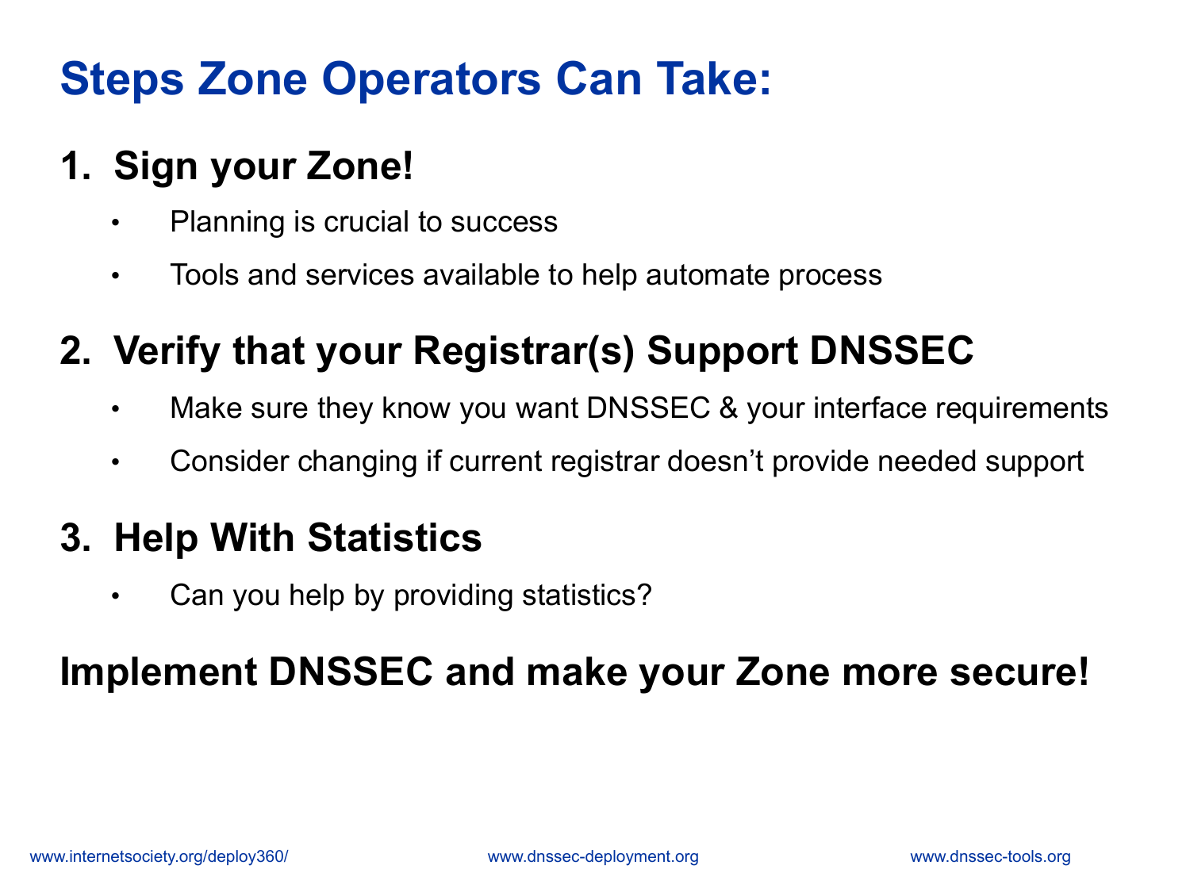# Steps Zone Operators Can Take:

## 1. Sign your Zone!

- Planning is crucial to success
- Tools and services available to help automate process

## 2. Verify that your Registrar(s) Support DNSSEC

- Make sure they know you want DNSSEC & your interface requirements
- Consider changing if current registrar doesn't provide needed support

## 3. Help With Statistics

- Can you help by providing statistics?

**Implement DNSSEC and make your Zone more secure!**

www.internetsociety.org/deploy360/ www.dnssec-deployment.org www.dnssec-tools.org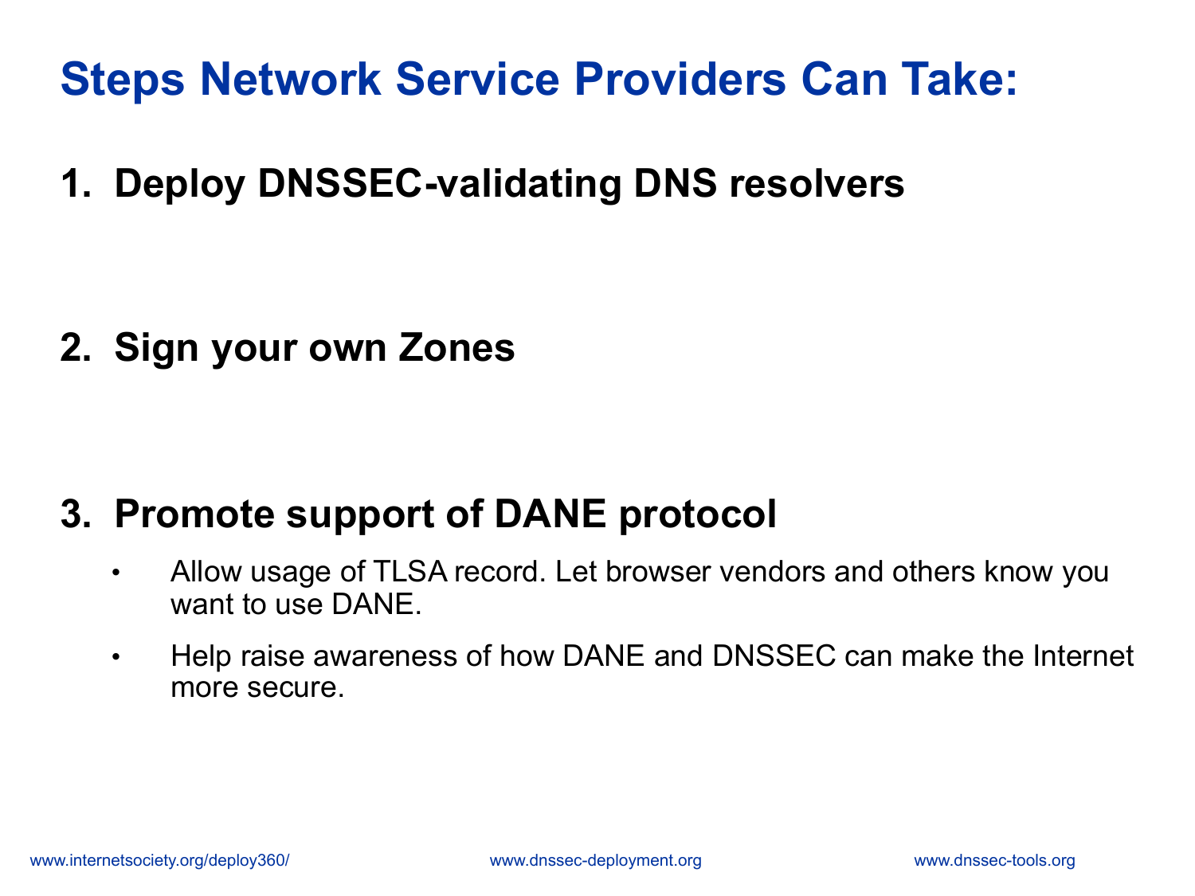# Steps Network Service Providers Can Take:

1. **Deploy DNSSEC-validating DNS resolvers**

2. **Sign your own Zones**

3. **Promote support of DANE protocol**
   - Allow usage of TLSA record. Let browser vendors and others know you want to use DANE.
   - Help raise awareness of how DANE and DNSSEC can make the Internet more secure.

www.internetsociety.org/deploy360/ www.dnssec-deployment.org www.dnssec-tools.org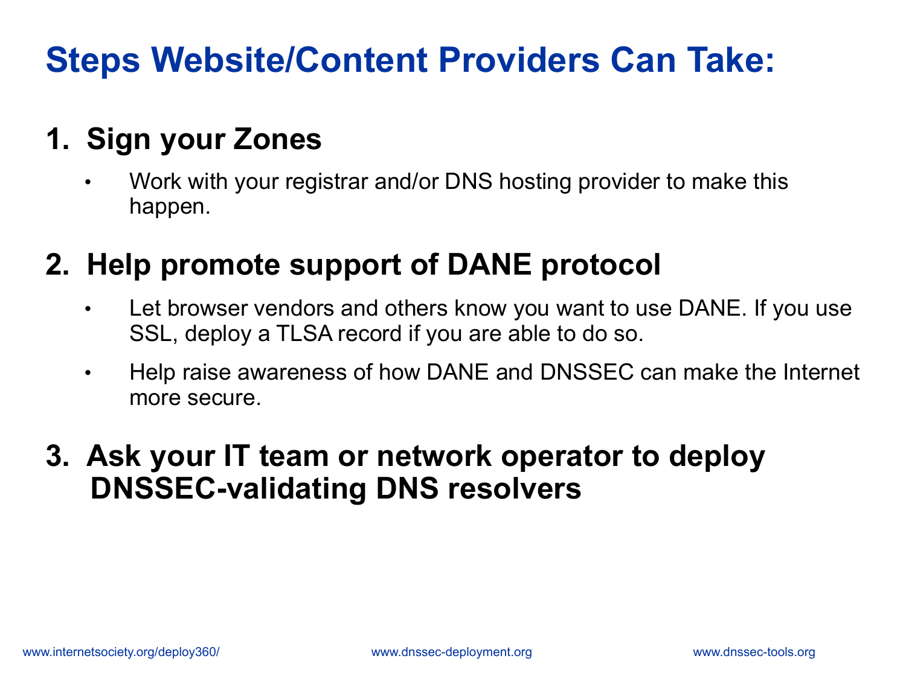# Steps Website/Content Providers Can Take:

1. **Sign your Zones**
   - Work with your registrar and/or DNS hosting provider to make this happen.

2. **Help promote support of DANE protocol**
   - Let browser vendors and others know you want to use DANE. If you use SSL, deploy a TLSA record if you are able to do so.
   - Help raise awareness of how DANE and DNSSEC can make the Internet more secure.

3. **Ask your IT team or network operator to deploy DNSSEC-validating DNS resolvers**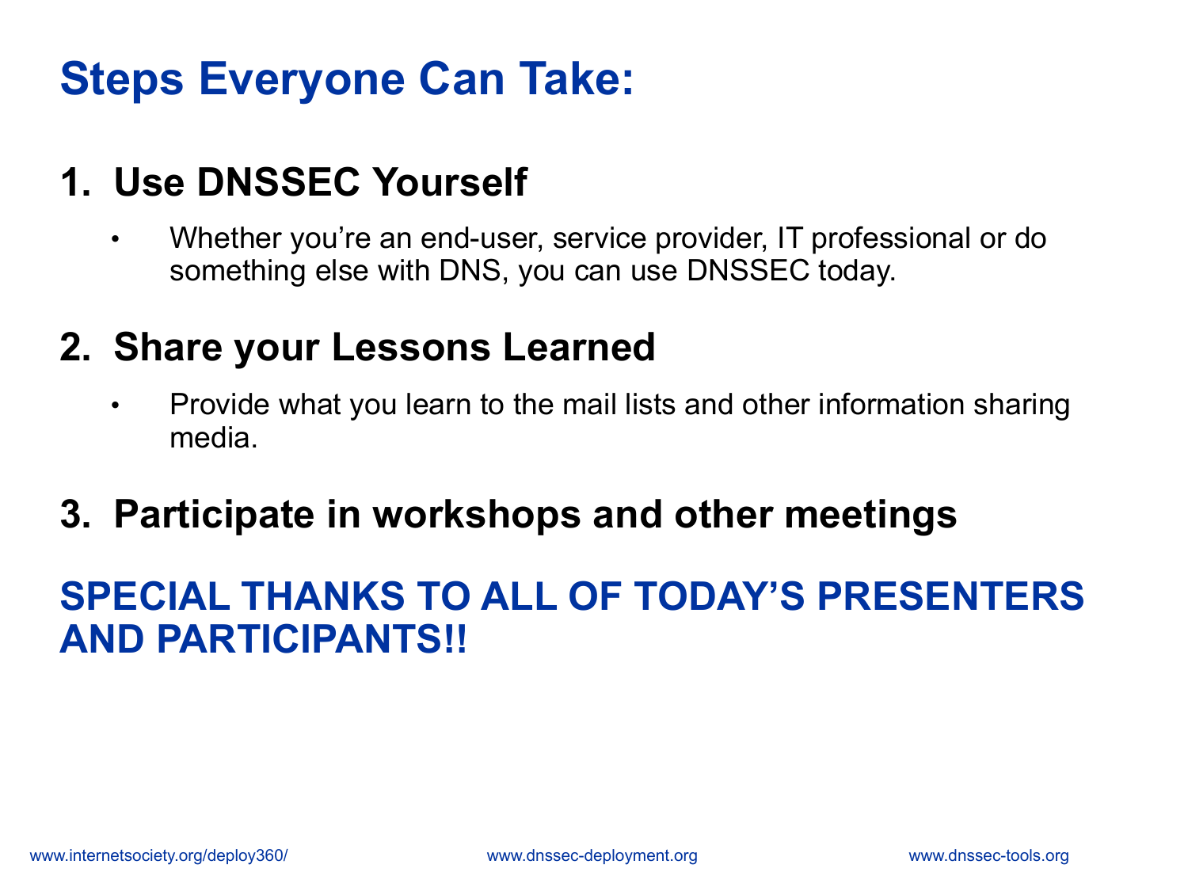# Steps Everyone Can Take:

## 1. Use DNSSEC Yourself

- Whether you're an end-user, service provider, IT professional or do something else with DNS, you can use DNSSEC today.

## 2. Share your Lessons Learned

- Provide what you learn to the mail lists and other information sharing media.

## 3. Participate in workshops and other meetings

## SPECIAL THANKS TO ALL OF TODAY'S PRESENTERS AND PARTICIPANTS!!

www.internetsociety.org/deploy360/ www.dnssec-deployment.org www.dnssec-tools.org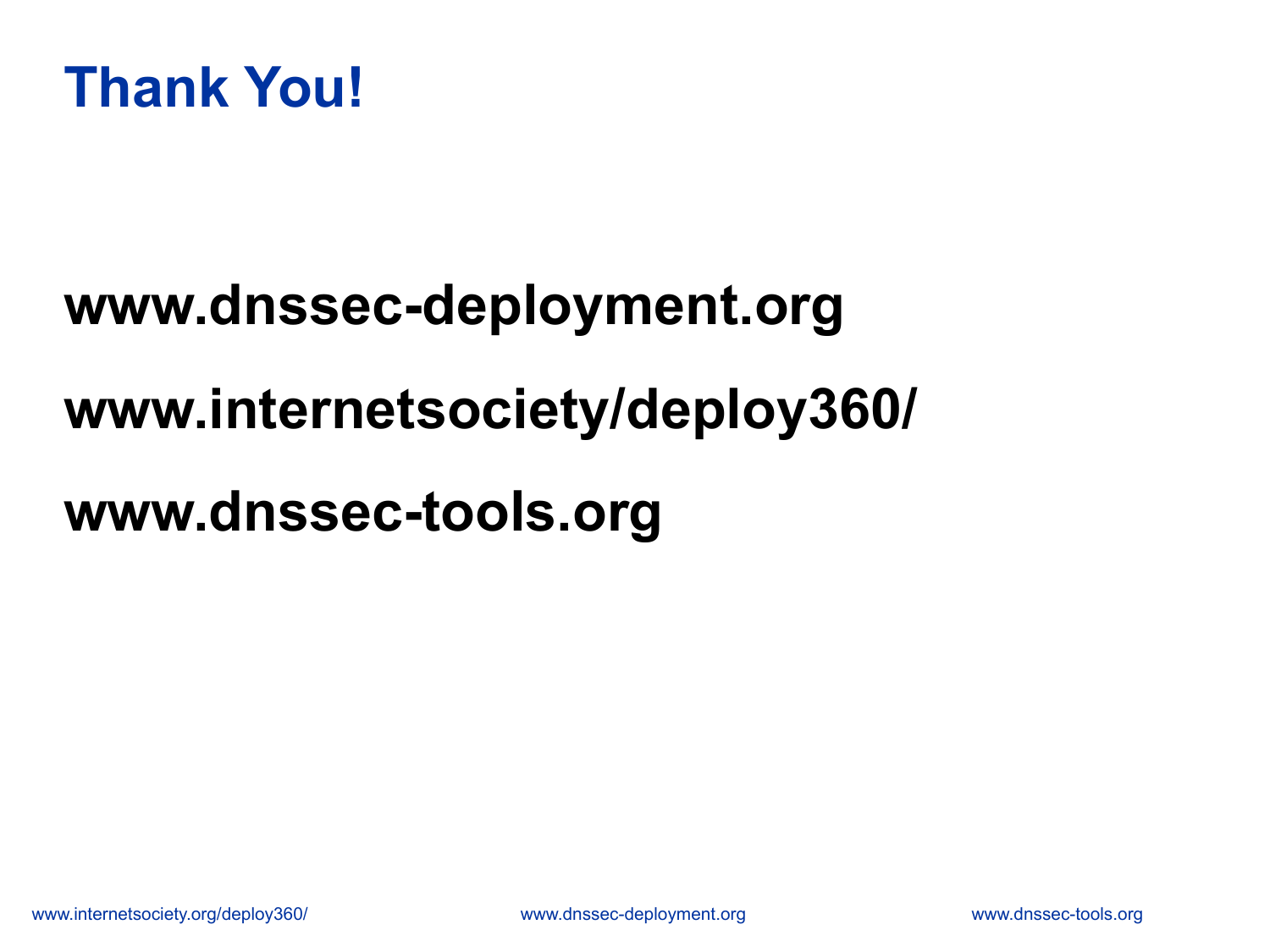# Thank You!

**www.dnssec-deployment.org**

**www.internetsociety/deploy360/**

**www.dnssec-tools.org**